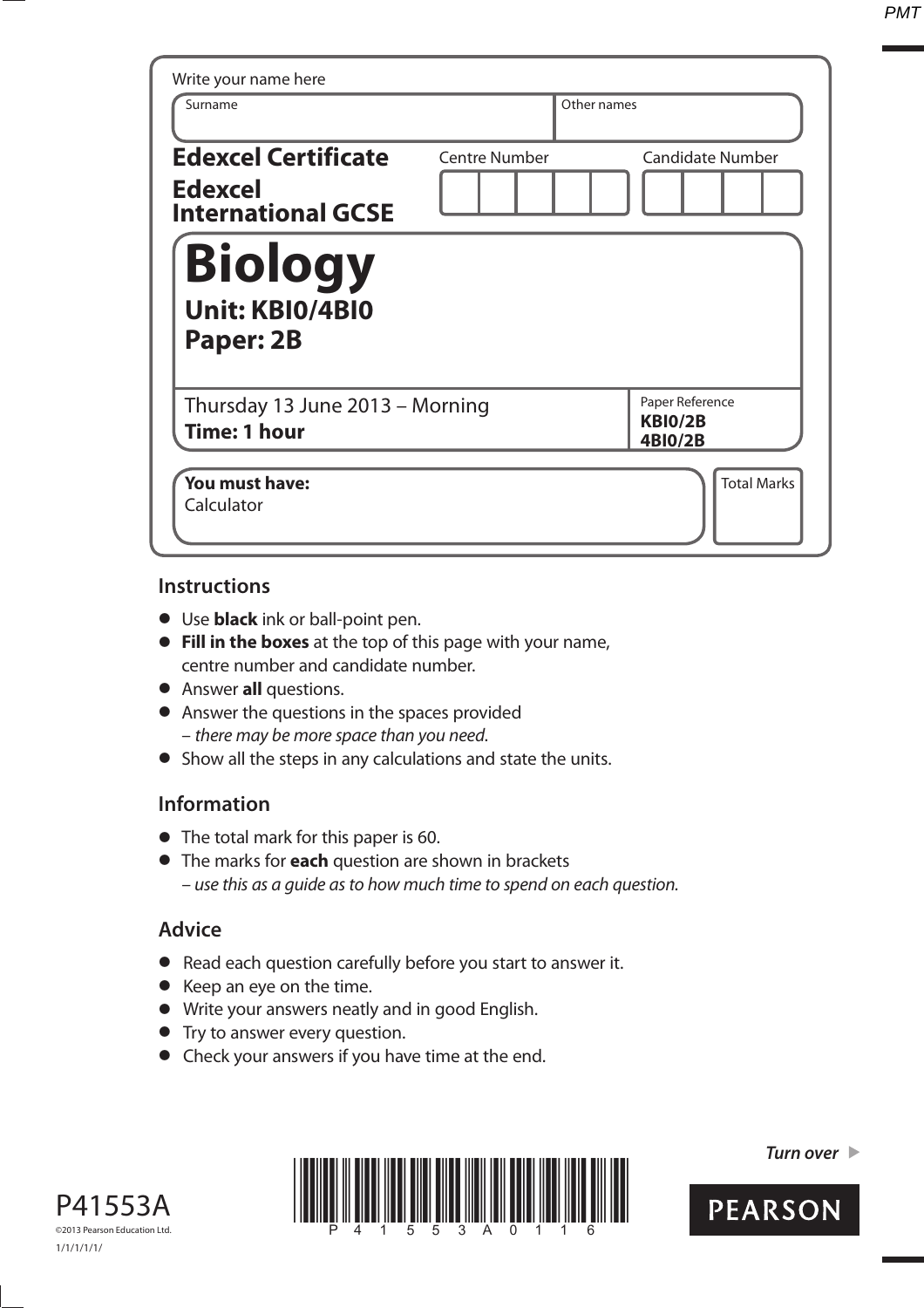Write your name here

| Surname | Other names |
| --- | --- |
| | |

**Edexcel Certificate**

**Edexcel International GCSE**

Centre Number | Candidate Number

# Biology

## Unit: KBI0/4BI0
## Paper: 2B

Thursday 13 June 2013 – Morning
**Time: 1 hour**

Paper Reference
**KBI0/2B**
**4BI0/2B**

**You must have:**
Calculator

Total Marks

## Instructions

- Use **black** ink or ball-point pen.
- **Fill in the boxes** at the top of this page with your name, centre number and candidate number.
- Answer **all** questions.
- Answer the questions in the spaces provided
  – *there may be more space than you need.*
- Show all the steps in any calculations and state the units.

## Information

- The total mark for this paper is 60.
- The marks for **each** question are shown in brackets
  – *use this as a guide as to how much time to spend on each question.*

## Advice

- Read each question carefully before you start to answer it.
- Keep an eye on the time.
- Write your answers neatly and in good English.
- Try to answer every question.
- Check your answers if you have time at the end.

P41553A

©2013 Pearson Education Ltd.

1/1/1/1/1/

*Turn over* ▶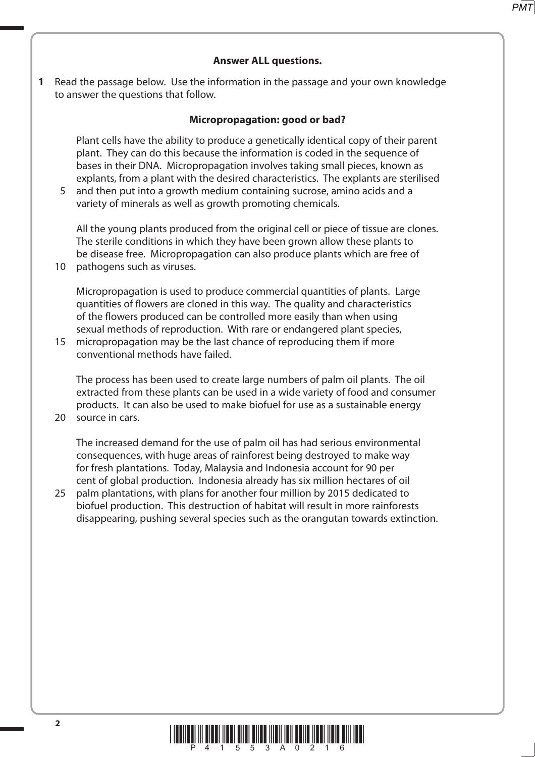**Answer ALL questions.**

**1** Read the passage below. Use the information in the passage and your own knowledge to answer the questions that follow.

**Micropropagation: good or bad?**

Plant cells have the ability to produce a genetically identical copy of their parent plant. They can do this because the information is coded in the sequence of bases in their DNA. Micropropagation involves taking small pieces, known as explants, from a plant with the desired characteristics. The explants are sterilised
5 and then put into a growth medium containing sucrose, amino acids and a variety of minerals as well as growth promoting chemicals.

All the young plants produced from the original cell or piece of tissue are clones. The sterile conditions in which they have been grown allow these plants to be disease free. Micropropagation can also produce plants which are free of
10 pathogens such as viruses.

Micropropagation is used to produce commercial quantities of plants. Large quantities of flowers are cloned in this way. The quality and characteristics of the flowers produced can be controlled more easily than when using sexual methods of reproduction. With rare or endangered plant species,
15 micropropagation may be the last chance of reproducing them if more conventional methods have failed.

The process has been used to create large numbers of palm oil plants. The oil extracted from these plants can be used in a wide variety of food and consumer products. It can also be used to make biofuel for use as a sustainable energy
20 source in cars.

The increased demand for the use of palm oil has had serious environmental consequences, with huge areas of rainforest being destroyed to make way for fresh plantations. Today, Malaysia and Indonesia account for 90 per cent of global production. Indonesia already has six million hectares of oil
25 palm plantations, with plans for another four million by 2015 dedicated to biofuel production. This destruction of habitat will result in more rainforests disappearing, pushing several species such as the orangutan towards extinction.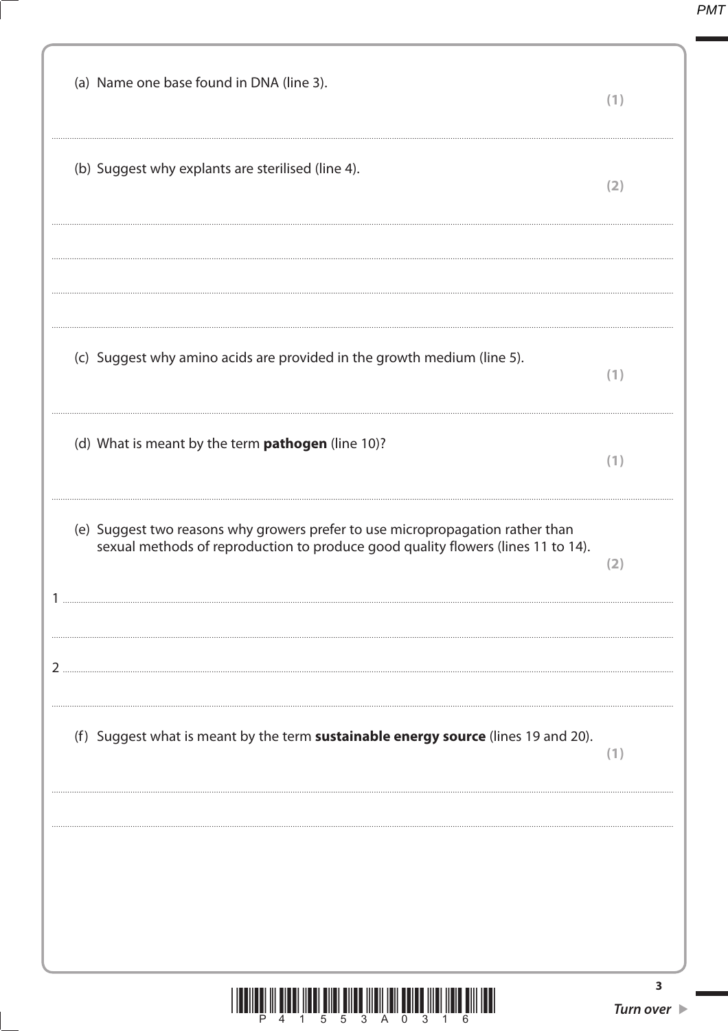(a) Name one base found in DNA (line 3). **(1)**

..............................................................................................................................................

(b) Suggest why explants are sterilised (line 4). **(2)**

..............................................................................................................................................

..............................................................................................................................................

..............................................................................................................................................

..............................................................................................................................................

(c) Suggest why amino acids are provided in the growth medium (line 5). **(1)**

..............................................................................................................................................

(d) What is meant by the term **pathogen** (line 10)? **(1)**

..............................................................................................................................................

(e) Suggest two reasons why growers prefer to use micropropagation rather than sexual methods of reproduction to produce good quality flowers (lines 11 to 14). **(2)**

1 ..........................................................................................................................................

..............................................................................................................................................

2 ..........................................................................................................................................

..............................................................................................................................................

(f) Suggest what is meant by the term **sustainable energy source** (lines 19 and 20). **(1)**

..............................................................................................................................................

..............................................................................................................................................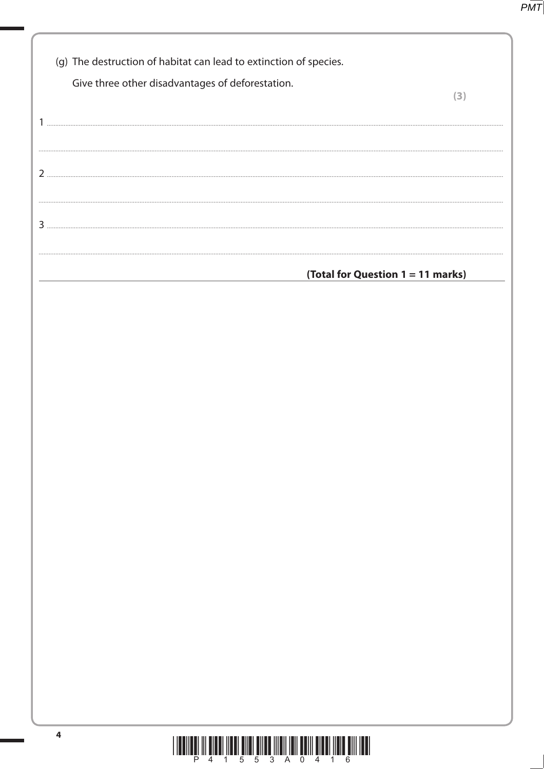(g) The destruction of habitat can lead to extinction of species.

Give three other disadvantages of deforestation.

**(3)**

1 ..........................................................................................................................................................

..........................................................................................................................................................

2 ..........................................................................................................................................................

..........................................................................................................................................................

3 ..........................................................................................................................................................

..........................................................................................................................................................

**(Total for Question 1 = 11 marks)**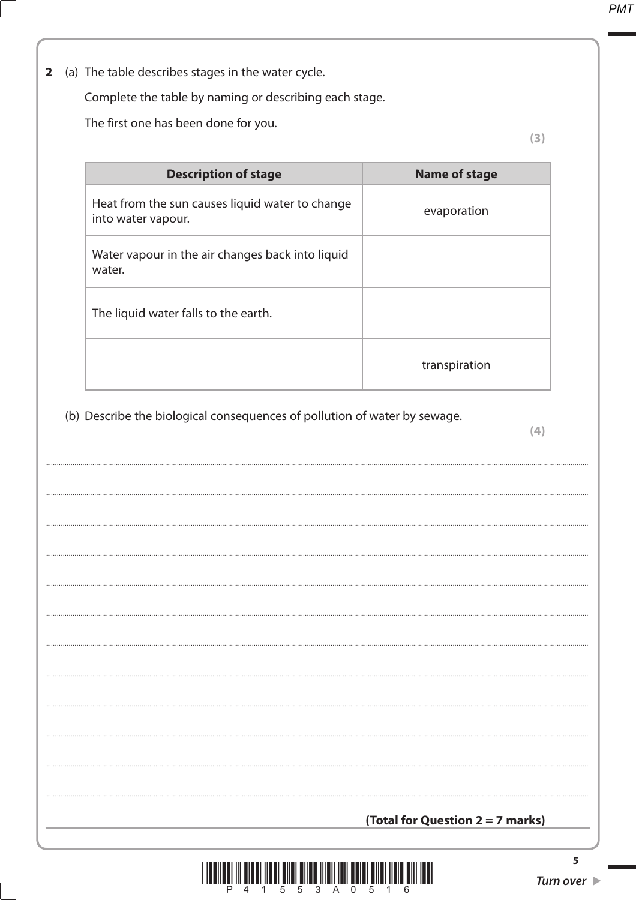**2** (a) The table describes stages in the water cycle.

Complete the table by naming or describing each stage.

The first one has been done for you.

**(3)**

| Description of stage | Name of stage |
|---|---|
| Heat from the sun causes liquid water to change into water vapour. | evaporation |
| Water vapour in the air changes back into liquid water. | |
| The liquid water falls to the earth. | |
| | transpiration |

(b) Describe the biological consequences of pollution of water by sewage.

**(4)**

.......................................................................................................................................................................................................

.......................................................................................................................................................................................................

.......................................................................................................................................................................................................

.......................................................................................................................................................................................................

.......................................................................................................................................................................................................

.......................................................................................................................................................................................................

.......................................................................................................................................................................................................

.......................................................................................................................................................................................................

.......................................................................................................................................................................................................

.......................................................................................................................................................................................................

.......................................................................................................................................................................................................

.......................................................................................................................................................................................................

**(Total for Question 2 = 7 marks)**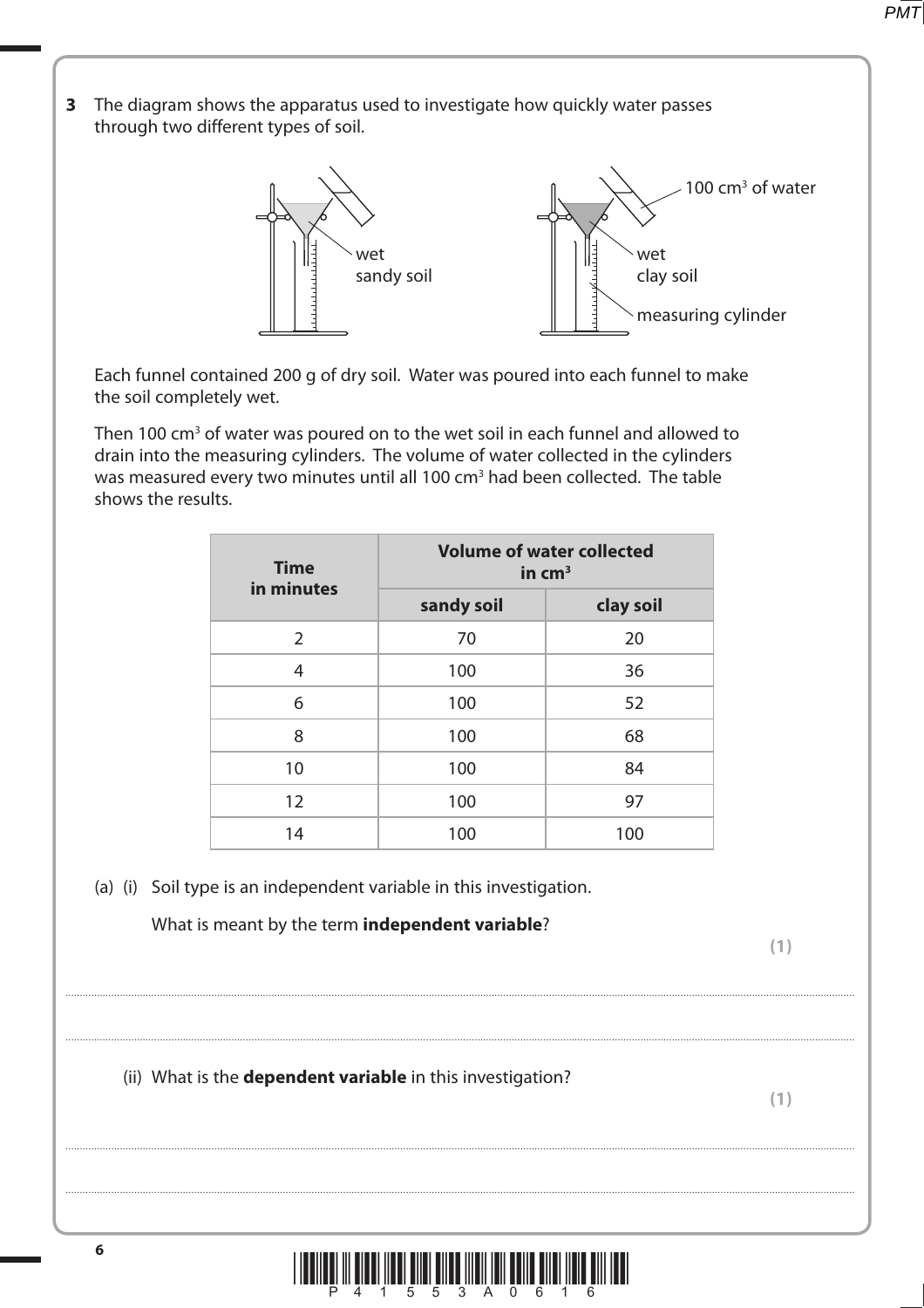**3** The diagram shows the apparatus used to investigate how quickly water passes through two different types of soil.

wet sandy soil

wet clay soil

$100\ cm^3$ of water

measuring cylinder

Each funnel contained 200 g of dry soil. Water was poured into each funnel to make the soil completely wet.

Then $100\ cm^3$ of water was poured on to the wet soil in each funnel and allowed to drain into the measuring cylinders. The volume of water collected in the cylinders was measured every two minutes until all $100\ cm^3$ had been collected. The table shows the results.

| Time in minutes | Volume of water collected in $cm^3$ | |
|---|---|---|
| | **sandy soil** | **clay soil** |
| 2 | 70 | 20 |
| 4 | 100 | 36 |
| 6 | 100 | 52 |
| 8 | 100 | 68 |
| 10 | 100 | 84 |
| 12 | 100 | 97 |
| 14 | 100 | 100 |

(a) (i) Soil type is an independent variable in this investigation.

What is meant by the term **independent variable**?

**(1)**

..............................................................................................................................................

..............................................................................................................................................

(ii) What is the **dependent variable** in this investigation?

**(1)**

..............................................................................................................................................

..............................................................................................................................................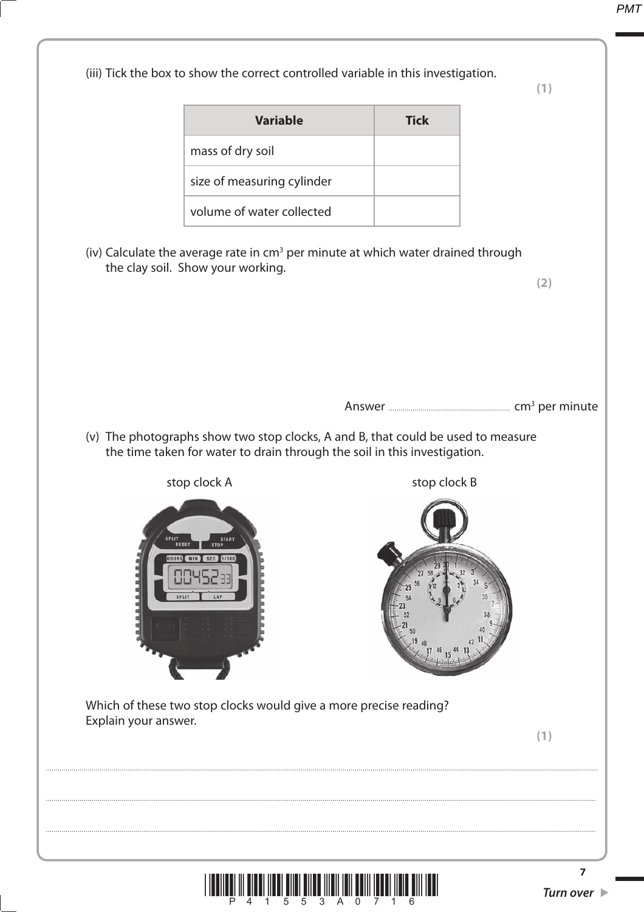(iii) Tick the box to show the correct controlled variable in this investigation.

**(1)**

| Variable | Tick |
|---|---|
| mass of dry soil | |
| size of measuring cylinder | |
| volume of water collected | |

(iv) Calculate the average rate in $cm^3$ per minute at which water drained through the clay soil. Show your working.

**(2)**

Answer .............................................. $cm^3$ per minute

(v) The photographs show two stop clocks, A and B, that could be used to measure the time taken for water to drain through the soil in this investigation.

stop clock A

stop clock B

Which of these two stop clocks would give a more precise reading?
Explain your answer.

**(1)**

....................................................................................................................................................................................

....................................................................................................................................................................................

....................................................................................................................................................................................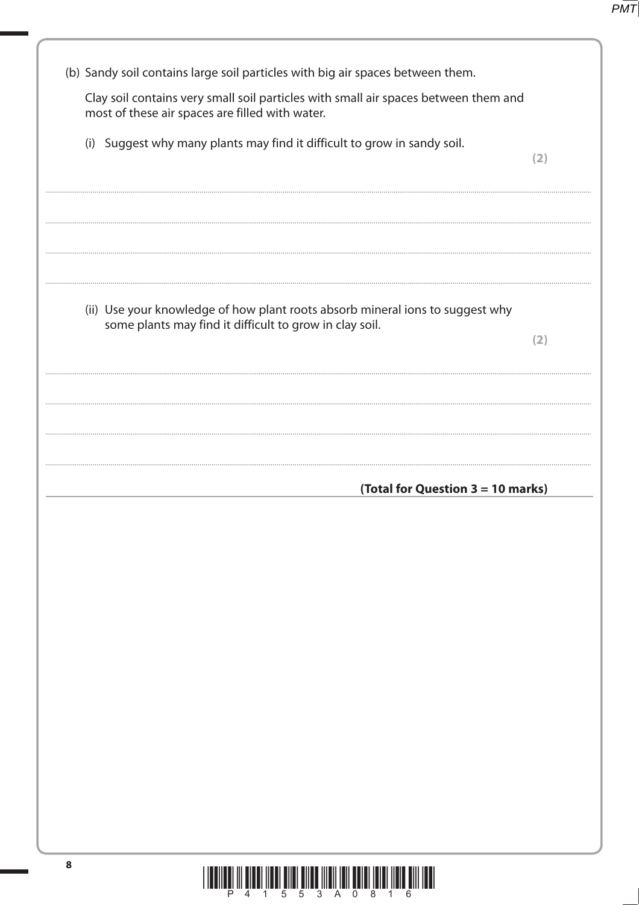(b) Sandy soil contains large soil particles with big air spaces between them.

Clay soil contains very small soil particles with small air spaces between them and most of these air spaces are filled with water.

(i) Suggest why many plants may find it difficult to grow in sandy soil.

**(2)**

..........................................................................................................................................................................

..........................................................................................................................................................................

..........................................................................................................................................................................

..........................................................................................................................................................................

(ii) Use your knowledge of how plant roots absorb mineral ions to suggest why some plants may find it difficult to grow in clay soil.

**(2)**

..........................................................................................................................................................................

..........................................................................................................................................................................

..........................................................................................................................................................................

..........................................................................................................................................................................

**(Total for Question 3 = 10 marks)**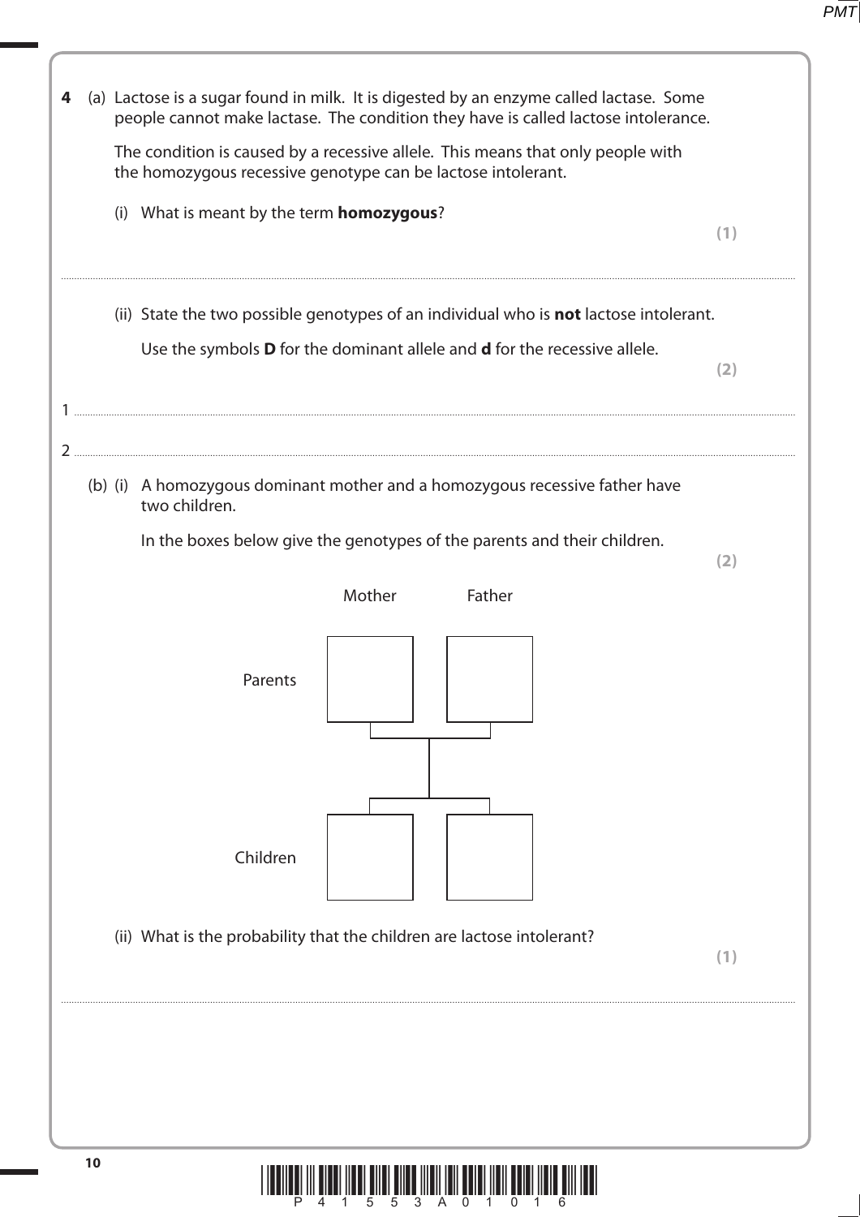**4** (a) Lactose is a sugar found in milk. It is digested by an enzyme called lactase. Some people cannot make lactase. The condition they have is called lactose intolerance.

The condition is caused by a recessive allele. This means that only people with the homozygous recessive genotype can be lactose intolerant.

(i) What is meant by the term **homozygous**? **(1)**

..............................................................................................................................................

(ii) State the two possible genotypes of an individual who is **not** lactose intolerant.

Use the symbols **D** for the dominant allele and **d** for the recessive allele. **(2)**

1 ..............................................................................................................................................

2 ..............................................................................................................................................

(b) (i) A homozygous dominant mother and a homozygous recessive father have two children.

In the boxes below give the genotypes of the parents and their children. **(2)**

| | Mother | Father |
|---|---|---|
| Parents | | |
| Children | | |

(ii) What is the probability that the children are lactose intolerant? **(1)**

..............................................................................................................................................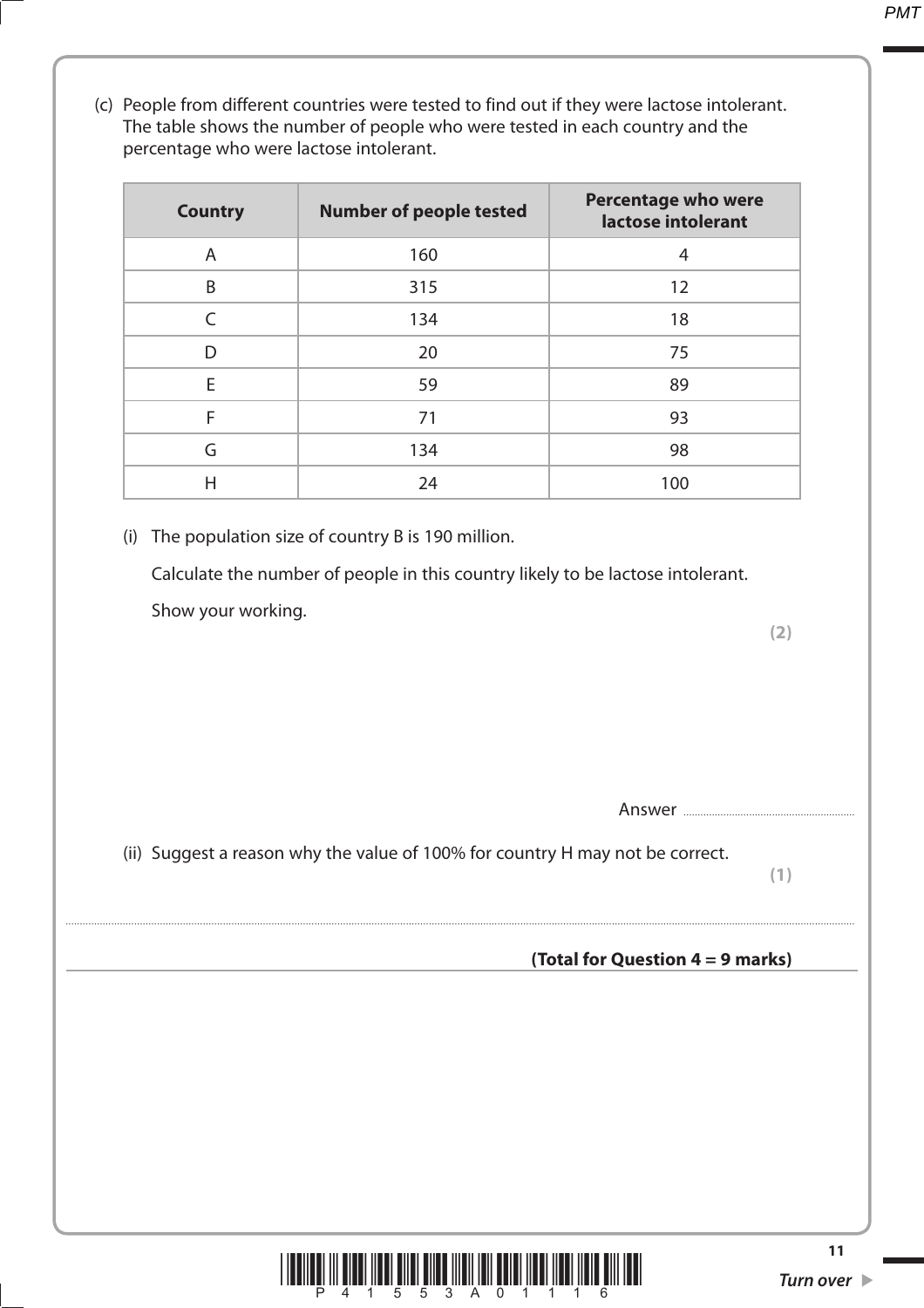(c) People from different countries were tested to find out if they were lactose intolerant. The table shows the number of people who were tested in each country and the percentage who were lactose intolerant.

| Country | Number of people tested | Percentage who were lactose intolerant |
|---|---|---|
| A | 160 | 4 |
| B | 315 | 12 |
| C | 134 | 18 |
| D | 20 | 75 |
| E | 59 | 89 |
| F | 71 | 93 |
| G | 134 | 98 |
| H | 24 | 100 |

(i) The population size of country B is 190 million.

Calculate the number of people in this country likely to be lactose intolerant.

Show your working.

**(2)**

Answer ..............................................

(ii) Suggest a reason why the value of 100% for country H may not be correct.

**(1)**

....................................................................................................................................................................................

**(Total for Question 4 = 9 marks)**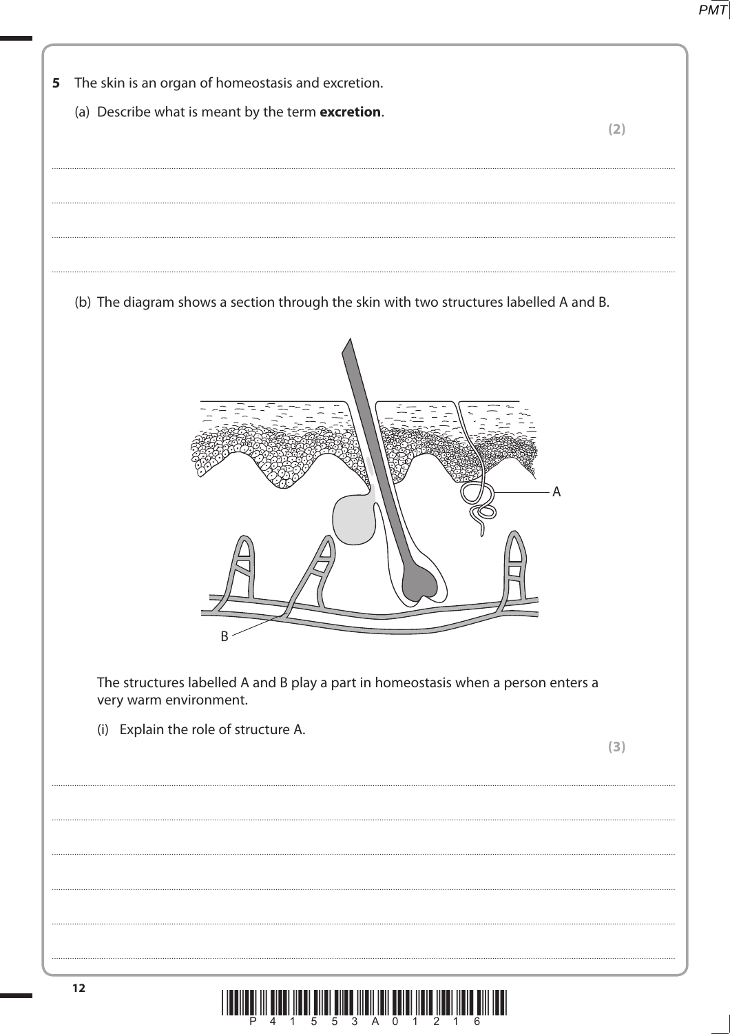**5** The skin is an organ of homeostasis and excretion.

(a) Describe what is meant by the term **excretion**.

**(2)**

..............................................................................................................................................

..............................................................................................................................................

..............................................................................................................................................

..............................................................................................................................................

(b) The diagram shows a section through the skin with two structures labelled A and B.

The structures labelled A and B play a part in homeostasis when a person enters a very warm environment.

(i) Explain the role of structure A.

**(3)**

..............................................................................................................................................

..............................................................................................................................................

..............................................................................................................................................

..............................................................................................................................................

..............................................................................................................................................

..............................................................................................................................................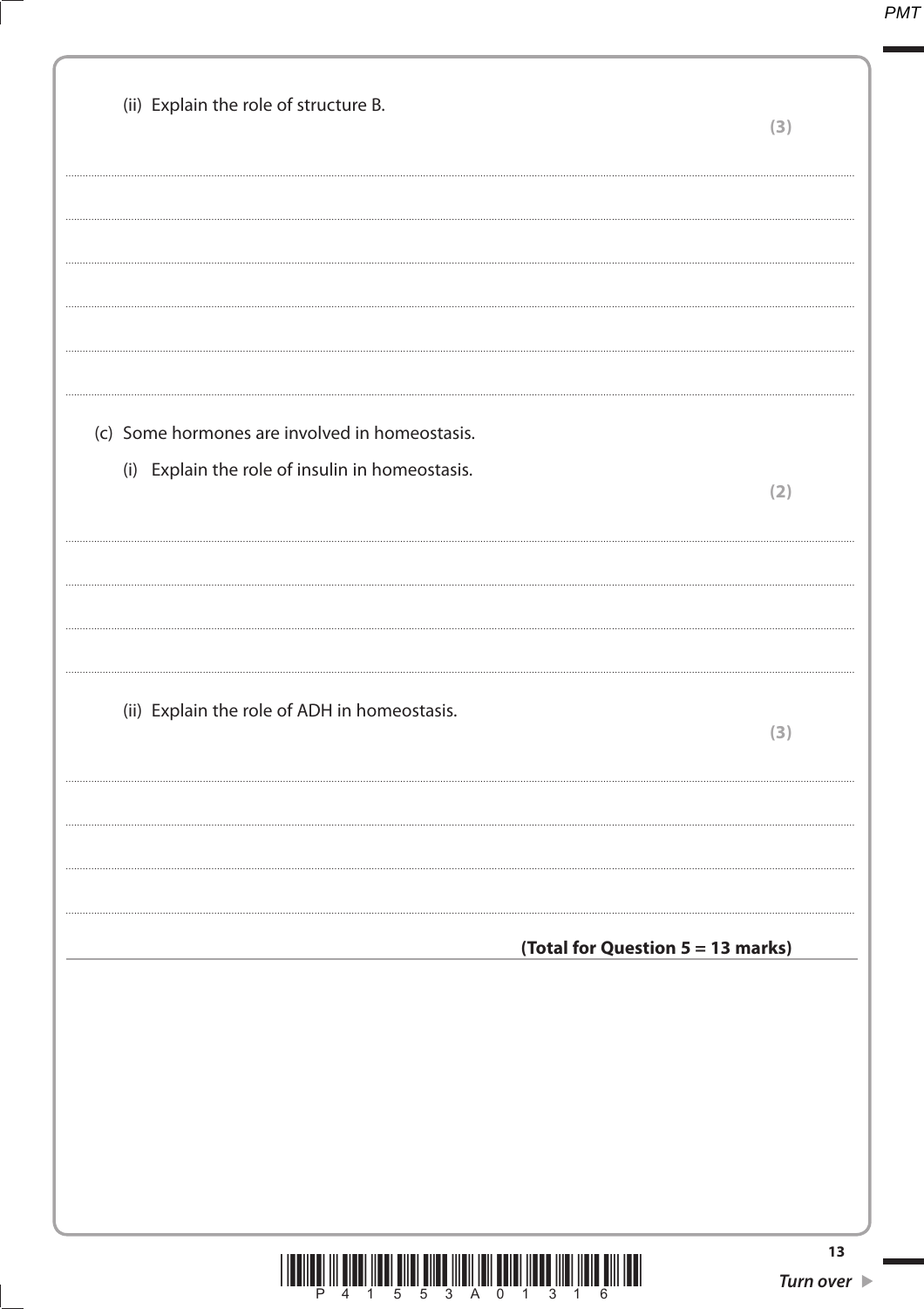(ii) Explain the role of structure B.

**(3)**

....................................................................................................................................................................................................

....................................................................................................................................................................................................

....................................................................................................................................................................................................

....................................................................................................................................................................................................

....................................................................................................................................................................................................

(c) Some hormones are involved in homeostasis.

(i) Explain the role of insulin in homeostasis.

**(2)**

....................................................................................................................................................................................................

....................................................................................................................................................................................................

....................................................................................................................................................................................................

....................................................................................................................................................................................................

(ii) Explain the role of ADH in homeostasis.

**(3)**

....................................................................................................................................................................................................

....................................................................................................................................................................................................

....................................................................................................................................................................................................

....................................................................................................................................................................................................

**(Total for Question 5 = 13 marks)**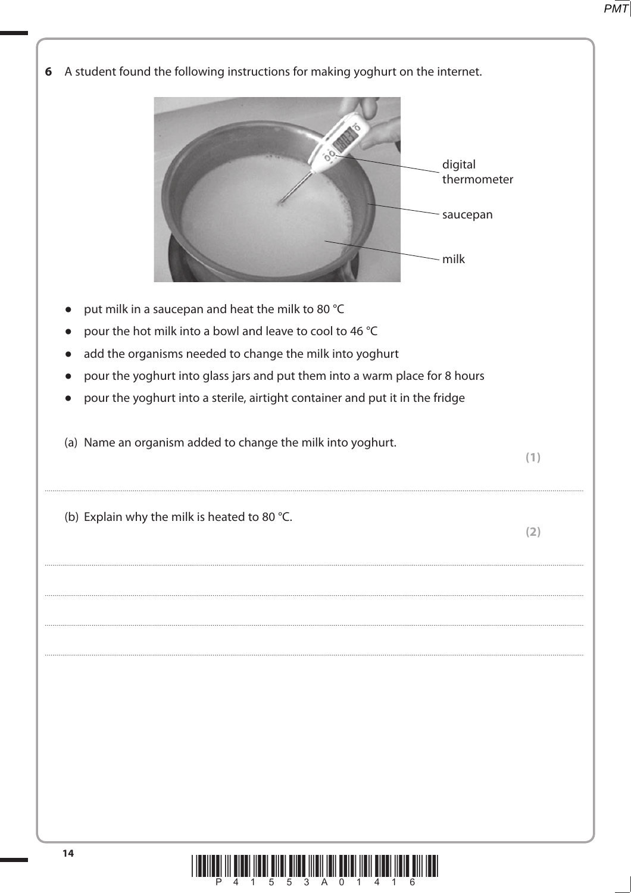**6** A student found the following instructions for making yoghurt on the internet.

digital thermometer

saucepan

milk

- put milk in a saucepan and heat the milk to 80 °C
- pour the hot milk into a bowl and leave to cool to 46 °C
- add the organisms needed to change the milk into yoghurt
- pour the yoghurt into glass jars and put them into a warm place for 8 hours
- pour the yoghurt into a sterile, airtight container and put it in the fridge

(a) Name an organism added to change the milk into yoghurt. **(1)**

..............................................................................................................................................

(b) Explain why the milk is heated to 80 °C. **(2)**

..............................................................................................................................................

..............................................................................................................................................

..............................................................................................................................................

..............................................................................................................................................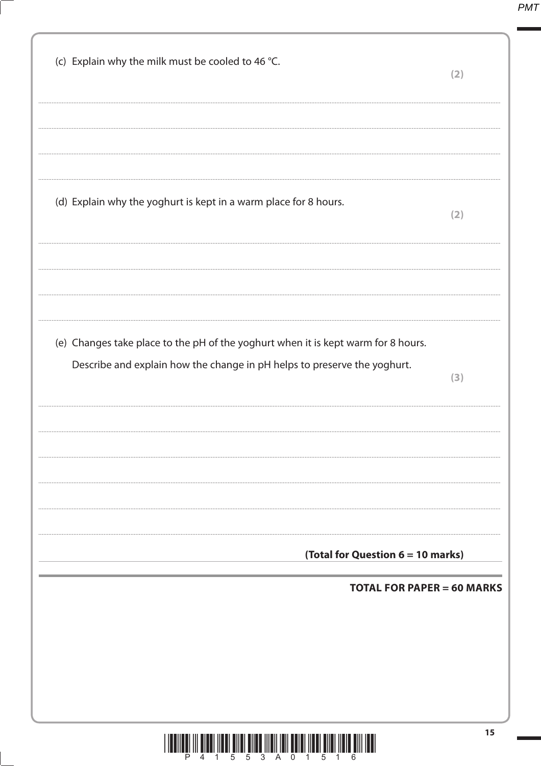(c) Explain why the milk must be cooled to 46 °C.

**(2)**

.......................................................................................................................................................................................................................

.......................................................................................................................................................................................................................

.......................................................................................................................................................................................................................

.......................................................................................................................................................................................................................

(d) Explain why the yoghurt is kept in a warm place for 8 hours.

**(2)**

.......................................................................................................................................................................................................................

.......................................................................................................................................................................................................................

.......................................................................................................................................................................................................................

.......................................................................................................................................................................................................................

(e) Changes take place to the pH of the yoghurt when it is kept warm for 8 hours.

Describe and explain how the change in pH helps to preserve the yoghurt.

**(3)**

.......................................................................................................................................................................................................................

.......................................................................................................................................................................................................................

.......................................................................................................................................................................................................................

.......................................................................................................................................................................................................................

.......................................................................................................................................................................................................................

.......................................................................................................................................................................................................................

**(Total for Question 6 = 10 marks)**

**TOTAL FOR PAPER = 60 MARKS**